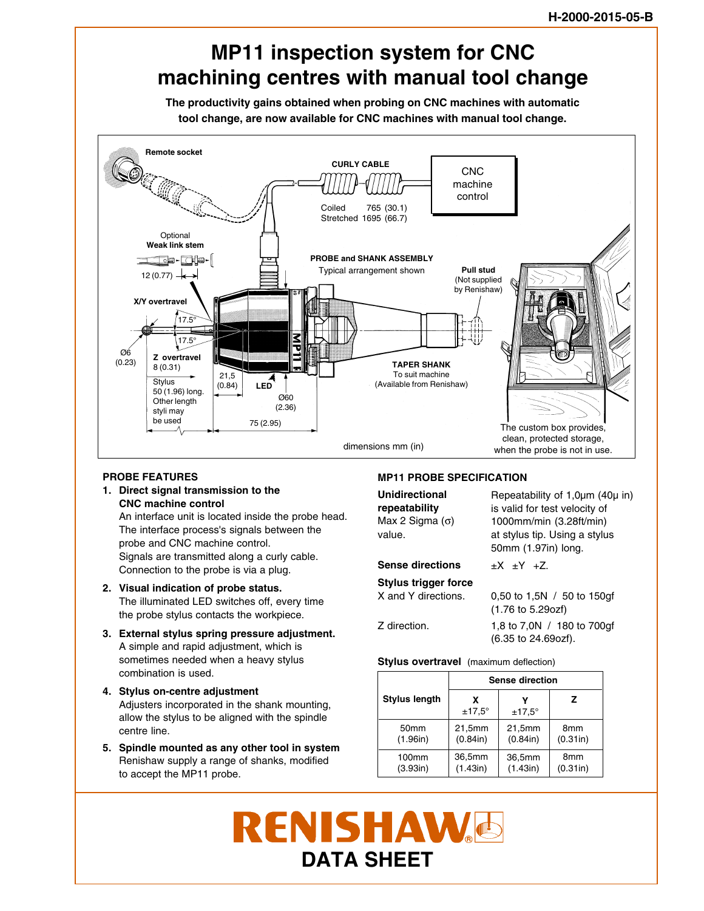# MP11 inspection system for CNC machining centres with manual tool change

**The productivity gains obtained when probing on CNC machines with automatic tool change, are now available for CNC machines with manual tool change.**

Remote socket

CURLY CABLE

CNC machine control

Coiled 765 (30.1)
Stretched 1695 (66.7)

Optional
**Weak link stem**

12 (0.77)

**PROBE and SHANK ASSEMBLY**
Typical arrangement shown

**Pull stud**
(Not supplied by Renishaw)

**X/Y overtravel**

17.5°

17.5°

Ø6 (0.23)

**Z overtravel**
8 (0.31)

Stylus 50 (1.96) long. Other length styli may be used

21,5 (0.84)

LED

Ø60 (2.36)

75 (2.95)

**TAPER SHANK**
To suit machine
(Available from Renishaw)

The custom box provides, clean, protected storage, when the probe is not in use.

dimensions mm (in)

## PROBE FEATURES

1. **Direct signal transmission to the CNC machine control**
   An interface unit is located inside the probe head. The interface process's signals between the probe and CNC machine control.
   Signals are transmitted along a curly cable. Connection to the probe is via a plug.
2. **Visual indication of probe status.**
   The illuminated LED switches off, every time the probe stylus contacts the workpiece.
3. **External stylus spring pressure adjustment.**
   A simple and rapid adjustment, which is sometimes needed when a heavy stylus combination is used.
4. **Stylus on-centre adjustment**
   Adjusters incorporated in the shank mounting, allow the stylus to be aligned with the spindle centre line.
5. **Spindle mounted as any other tool in system**
   Renishaw supply a range of shanks, modified to accept the MP11 probe.

## MP11 PROBE SPECIFICATION

**Unidirectional repeatability**
Max 2 Sigma (σ) value.
Repeatability of 1,0μm (40μ in) is valid for test velocity of 1000mm/min (3.28ft/min) at stylus tip. Using a stylus 50mm (1.97in) long.

**Sense directions** ±X ±Y +Z.

**Stylus trigger force**

X and Y directions. 0,50 to 1,5N / 50 to 150gf (1.76 to 5.29ozf)

Z direction. 1,8 to 7,0N / 180 to 700gf (6.35 to 24.69ozf).

**Stylus overtravel** (maximum deflection)

| Stylus length | Sense direction | | |
|---|---|---|---|
| | X ±17,5° | Y ±17,5° | Z |
| 50mm (1.96in) | 21,5mm (0.84in) | 21,5mm (0.84in) | 8mm (0.31in) |
| 100mm (3.93in) | 36,5mm (1.43in) | 36,5mm (1.43in) | 8mm (0.31in) |

**RENISHAW**
**DATA SHEET**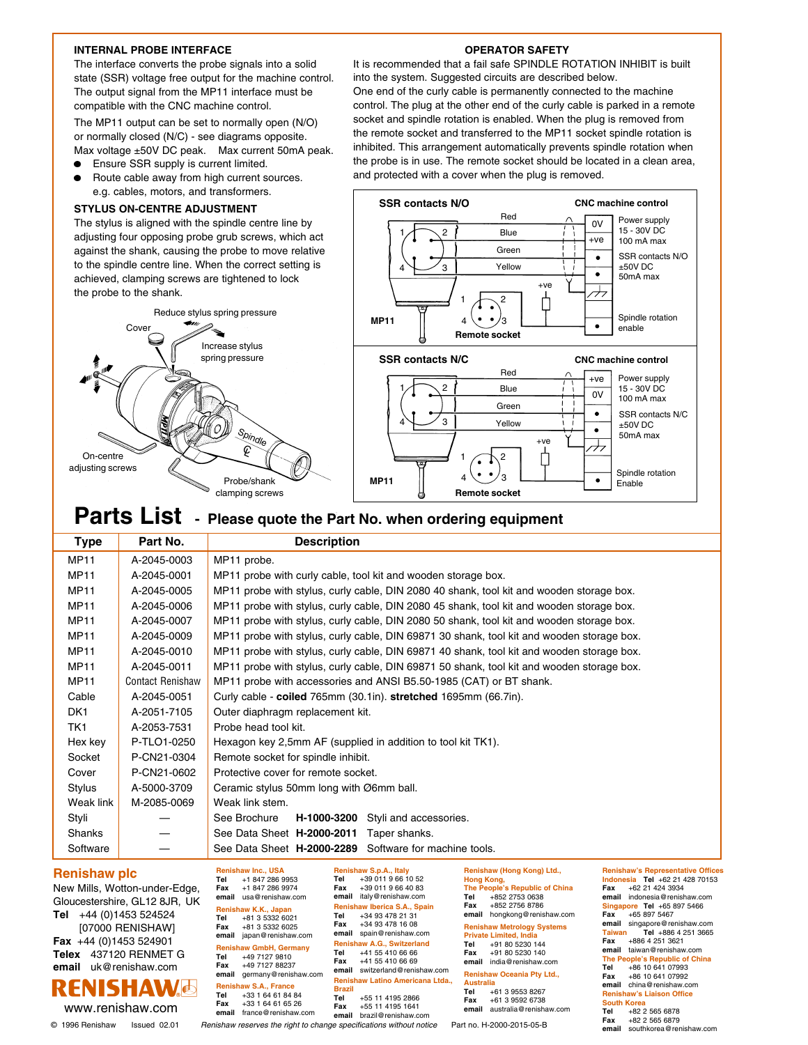### INTERNAL PROBE INTERFACE

The interface converts the probe signals into a solid state (SSR) voltage free output for the machine control. The output signal from the MP11 interface must be compatible with the CNC machine control.

The MP11 output can be set to normally open (N/O) or normally closed (N/C) - see diagrams opposite.
Max voltage ±50V DC peak. Max current 50mA peak.

- Ensure SSR supply is current limited.
- Route cable away from high current sources. e.g. cables, motors, and transformers.

### STYLUS ON-CENTRE ADJUSTMENT

The stylus is aligned with the spindle centre line by adjusting four opposing probe grub screws, which act against the shank, causing the probe to move relative to the spindle centre line. When the correct setting is achieved, clamping screws are tightened to lock the probe to the shank.

Reduce stylus spring pressure
Cover
Increase stylus spring pressure
Spindle ℄
On-centre adjusting screws
Probe/shank clamping screws

### OPERATOR SAFETY

It is recommended that a fail safe SPINDLE ROTATION INHIBIT is built into the system. Suggested circuits are described below.
One end of the curly cable is permanently connected to the machine control. The plug at the other end of the curly cable is parked in a remote socket and spindle rotation is enabled. When the plug is removed from the remote socket and transferred to the MP11 socket spindle rotation is inhibited. This arrangement automatically prevents spindle rotation when the probe is in use. The remote socket should be located in a clean area, and protected with a cover when the plug is removed.

SSR contacts N/O
CNC machine control
Red
Blue
Green
Yellow
0V
+ve
Power supply 15 - 30V DC 100 mA max
SSR contacts N/O ±50V DC 50mA max
+ve
Spindle rotation enable
MP11
Remote socket

SSR contacts N/C
CNC machine control
Red
Blue
Green
Yellow
+ve
0V
Power supply 15 - 30V DC 100 mA max
SSR contacts N/C ±50V DC 50mA max
+ve
Spindle rotation Enable
MP11
Remote socket

# Parts List - Please quote the Part No. when ordering equipment

| Type | Part No. | Description |
|---|---|---|
| MP11 | A-2045-0003 | MP11 probe. |
| MP11 | A-2045-0001 | MP11 probe with curly cable, tool kit and wooden storage box. |
| MP11 | A-2045-0005 | MP11 probe with stylus, curly cable, DIN 2080 40 shank, tool kit and wooden storage box. |
| MP11 | A-2045-0006 | MP11 probe with stylus, curly cable, DIN 2080 45 shank, tool kit and wooden storage box. |
| MP11 | A-2045-0007 | MP11 probe with stylus, curly cable, DIN 2080 50 shank, tool kit and wooden storage box. |
| MP11 | A-2045-0009 | MP11 probe with stylus, curly cable, DIN 69871 30 shank, tool kit and wooden storage box. |
| MP11 | A-2045-0010 | MP11 probe with stylus, curly cable, DIN 69871 40 shank, tool kit and wooden storage box. |
| MP11 | A-2045-0011 | MP11 probe with stylus, curly cable, DIN 69871 50 shank, tool kit and wooden storage box. |
| MP11 | Contact Renishaw | MP11 probe with accessories and ANSI B5.50-1985 (CAT) or BT shank. |
| Cable | A-2045-0051 | Curly cable - **coiled** 765mm (30.1in). **stretched** 1695mm (66.7in). |
| DK1 | A-2051-7105 | Outer diaphragm replacement kit. |
| TK1 | A-2053-7531 | Probe head tool kit. |
| Hex key | P-TLO1-0250 | Hexagon key 2,5mm AF (supplied in addition to tool kit TK1). |
| Socket | P-CN21-0304 | Remote socket for spindle inhibit. |
| Cover | P-CN21-0602 | Protective cover for remote socket. |
| Stylus | A-5000-3709 | Ceramic stylus 50mm long with Ø6mm ball. |
| Weak link | M-2085-0069 | Weak link stem. |
| Styli | — | See Brochure **H-1000-3200** Styli and accessories. |
| Shanks | — | See Data Sheet **H-2000-2011** Taper shanks. |
| Software | — | See Data Sheet **H-2000-2289** Software for machine tools. |

**Renishaw plc**
New Mills, Wotton-under-Edge, Gloucestershire, GL12 8JR, UK
**Tel** +44 (0)1453 524524 [07000 RENISHAW]
**Fax** +44 (0)1453 524901
**Telex** 437120 RENMET G
**email** uk@renishaw.com
RENISHAW
www.renishaw.com

**Renishaw Inc., USA**
Tel +1 847 286 9953
Fax +1 847 286 9974
email usa@renishaw.com

**Renishaw K.K., Japan**
Tel +81 3 5332 6021
Fax +81 3 5332 6025
email japan@renishaw.com

**Renishaw GmbH, Germany**
Tel +49 7127 9810
Fax +49 7127 88237
email germany@renishaw.com

**Renishaw S.A., France**
Tel +33 1 64 61 84 84
Fax +33 1 64 61 65 26
email france@renishaw.com

**Renishaw S.p.A., Italy**
Tel +39 011 9 66 10 52
Fax +39 011 9 66 40 83
email italy@renishaw.com

**Renishaw Iberica S.A., Spain**
Tel +34 93 478 21 31
Fax +34 93 478 16 08
email spain@renishaw.com

**Renishaw A.G., Switzerland**
Tel +41 55 410 66 66
Fax +41 55 410 66 69
email switzerland@renishaw.com

**Renishaw Latino Americana Ltda., Brazil**
Tel +55 11 4195 2866
Fax +55 11 4195 1641
email brazil@renishaw.com

**Renishaw (Hong Kong) Ltd., Hong Kong, The People's Republic of China**
Tel +852 2753 0638
Fax +852 2756 8786
email hongkong@renishaw.com

**Renishaw Metrology Systems Private Limited, India**
Tel +91 80 5230 144
Fax +91 80 5230 140
email india@renishaw.com

**Renishaw Oceania Pty Ltd., Australia**
Tel +61 3 9553 8267
Fax +61 3 9592 6738
email australia@renishaw.com

**Renishaw's Representative Offices**
**Indonesia** Tel +62 21 428 70153
Fax +62 21 424 3934
email indonesia@renishaw.com
**Singapore** Tel +65 897 5466
Fax +65 897 5467
email singapore@renishaw.com
**Taiwan** Tel +886 4 251 3665
Fax +886 4 251 3621
email taiwan@renishaw.com
**The People's Republic of China**
Tel +86 10 641 07993
Fax +86 10 641 07992
email china@renishaw.com
**Renishaw's Liaison Office South Korea**
Tel +82 2 565 6878
Fax +82 2 565 6879
email southkorea@renishaw.com

© 1996 Renishaw Issued 02.01 *Renishaw reserves the right to change specifications without notice* Part no. H-2000-2015-05-B